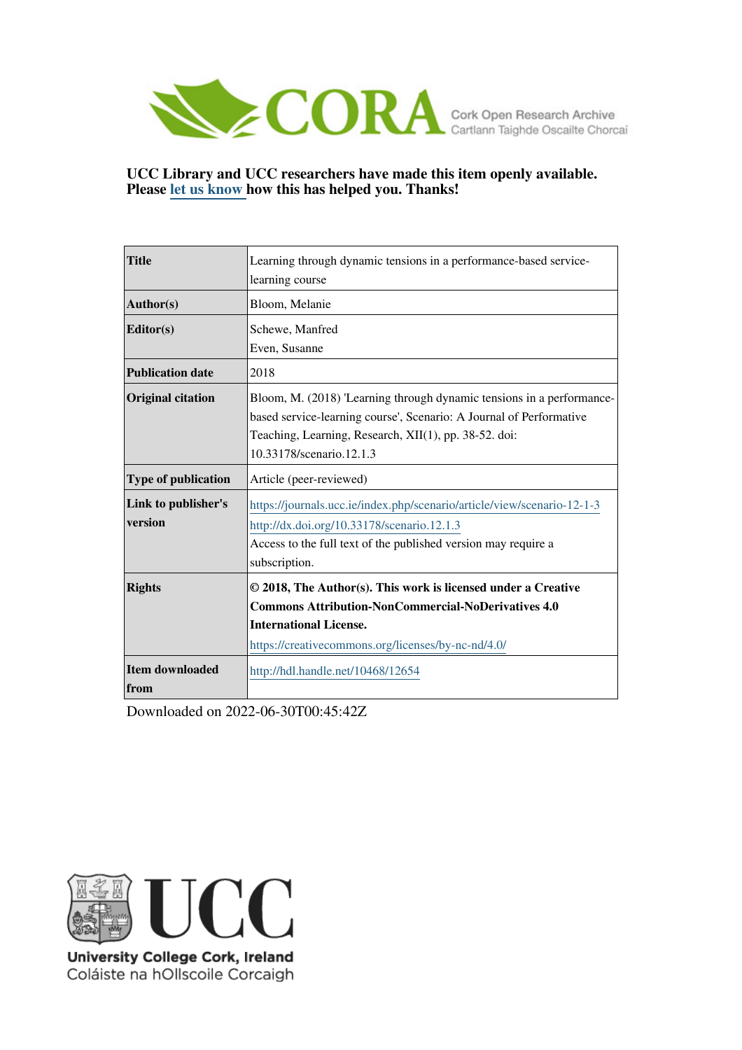**UCC Library and UCC researchers have made this item openly available. Please let us know how this has helped you. Thanks!**

| Title | Learning through dynamic tensions in a performance-based service-learning course |
|---|---|
| **Author(s)** | Bloom, Melanie |
| **Editor(s)** | Schewe, Manfred<br>Even, Susanne |
| **Publication date** | 2018 |
| **Original citation** | Bloom, M. (2018) 'Learning through dynamic tensions in a performance-based service-learning course', Scenario: A Journal of Performative Teaching, Learning, Research, XII(1), pp. 38-52. doi: 10.33178/scenario.12.1.3 |
| **Type of publication** | Article (peer-reviewed) |
| **Link to publisher's version** | https://journals.ucc.ie/index.php/scenario/article/view/scenario-12-1-3<br>http://dx.doi.org/10.33178/scenario.12.1.3<br>Access to the full text of the published version may require a subscription. |
| **Rights** | **© 2018, The Author(s). This work is licensed under a Creative Commons Attribution-NonCommercial-NoDerivatives 4.0 International License.**<br>https://creativecommons.org/licenses/by-nc-nd/4.0/ |
| **Item downloaded from** | http://hdl.handle.net/10468/12654 |

Downloaded on 2022-06-30T00:45:42Z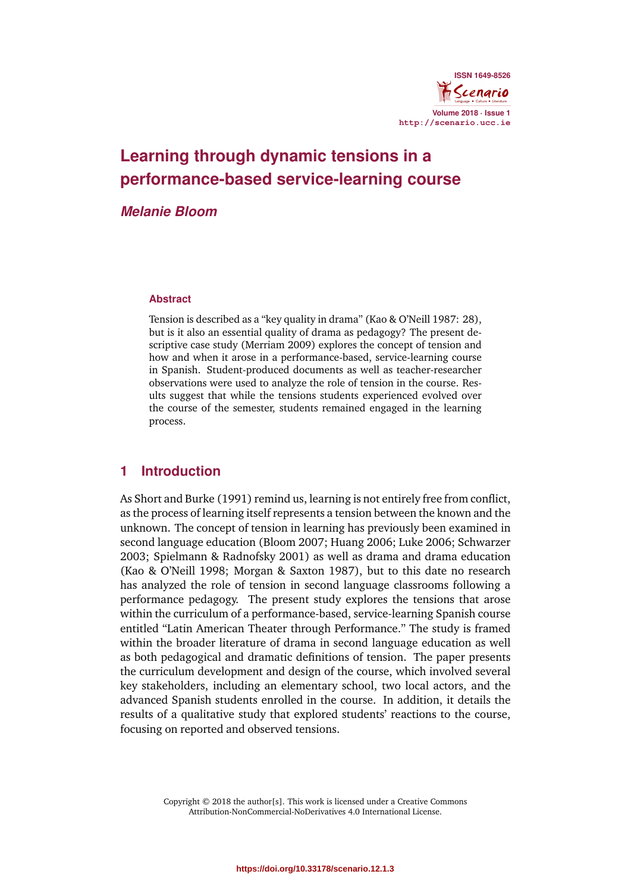# Learning through dynamic tensions in a performance-based service-learning course

*Melanie Bloom*

## Abstract

Tension is described as a "key quality in drama" (Kao & O'Neill 1987: 28), but is it also an essential quality of drama as pedagogy? The present descriptive case study (Merriam 2009) explores the concept of tension and how and when it arose in a performance-based, service-learning course in Spanish. Student-produced documents as well as teacher-researcher observations were used to analyze the role of tension in the course. Results suggest that while the tensions students experienced evolved over the course of the semester, students remained engaged in the learning process.

## 1 Introduction

As Short and Burke (1991) remind us, learning is not entirely free from conflict, as the process of learning itself represents a tension between the known and the unknown. The concept of tension in learning has previously been examined in second language education (Bloom 2007; Huang 2006; Luke 2006; Schwarzer 2003; Spielmann & Radnofsky 2001) as well as drama and drama education (Kao & O'Neill 1998; Morgan & Saxton 1987), but to this date no research has analyzed the role of tension in second language classrooms following a performance pedagogy. The present study explores the tensions that arose within the curriculum of a performance-based, service-learning Spanish course entitled "Latin American Theater through Performance." The study is framed within the broader literature of drama in second language education as well as both pedagogical and dramatic definitions of tension. The paper presents the curriculum development and design of the course, which involved several key stakeholders, including an elementary school, two local actors, and the advanced Spanish students enrolled in the course. In addition, it details the results of a qualitative study that explored students' reactions to the course, focusing on reported and observed tensions.

Copyright © 2018 the author[s]. This work is licensed under a Creative Commons Attribution-NonCommercial-NoDerivatives 4.0 International License.

https://doi.org/10.33178/scenario.12.1.3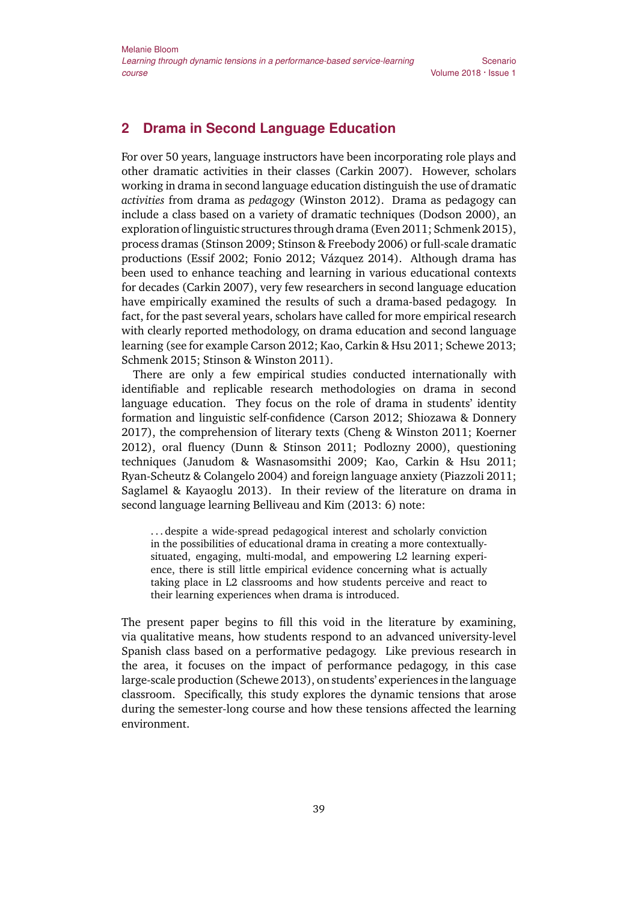## 2 Drama in Second Language Education

For over 50 years, language instructors have been incorporating role plays and other dramatic activities in their classes (Carkin 2007). However, scholars working in drama in second language education distinguish the use of dramatic *activities* from drama as *pedagogy* (Winston 2012). Drama as pedagogy can include a class based on a variety of dramatic techniques (Dodson 2000), an exploration of linguistic structures through drama (Even 2011; Schmenk 2015), process dramas (Stinson 2009; Stinson & Freebody 2006) or full-scale dramatic productions (Essif 2002; Fonio 2012; Vázquez 2014). Although drama has been used to enhance teaching and learning in various educational contexts for decades (Carkin 2007), very few researchers in second language education have empirically examined the results of such a drama-based pedagogy. In fact, for the past several years, scholars have called for more empirical research with clearly reported methodology, on drama education and second language learning (see for example Carson 2012; Kao, Carkin & Hsu 2011; Schewe 2013; Schmenk 2015; Stinson & Winston 2011).

There are only a few empirical studies conducted internationally with identifiable and replicable research methodologies on drama in second language education. They focus on the role of drama in students' identity formation and linguistic self-confidence (Carson 2012; Shiozawa & Donnery 2017), the comprehension of literary texts (Cheng & Winston 2011; Koerner 2012), oral fluency (Dunn & Stinson 2011; Podlozny 2000), questioning techniques (Janudom & Wasnasomsithi 2009; Kao, Carkin & Hsu 2011; Ryan-Scheutz & Colangelo 2004) and foreign language anxiety (Piazzoli 2011; Saglamel & Kayaoglu 2013). In their review of the literature on drama in second language learning Belliveau and Kim (2013: 6) note:

> . . . despite a wide-spread pedagogical interest and scholarly conviction in the possibilities of educational drama in creating a more contextually-situated, engaging, multi-modal, and empowering L2 learning experience, there is still little empirical evidence concerning what is actually taking place in L2 classrooms and how students perceive and react to their learning experiences when drama is introduced.

The present paper begins to fill this void in the literature by examining, via qualitative means, how students respond to an advanced university-level Spanish class based on a performative pedagogy. Like previous research in the area, it focuses on the impact of performance pedagogy, in this case large-scale production (Schewe 2013), on students' experiences in the language classroom. Specifically, this study explores the dynamic tensions that arose during the semester-long course and how these tensions affected the learning environment.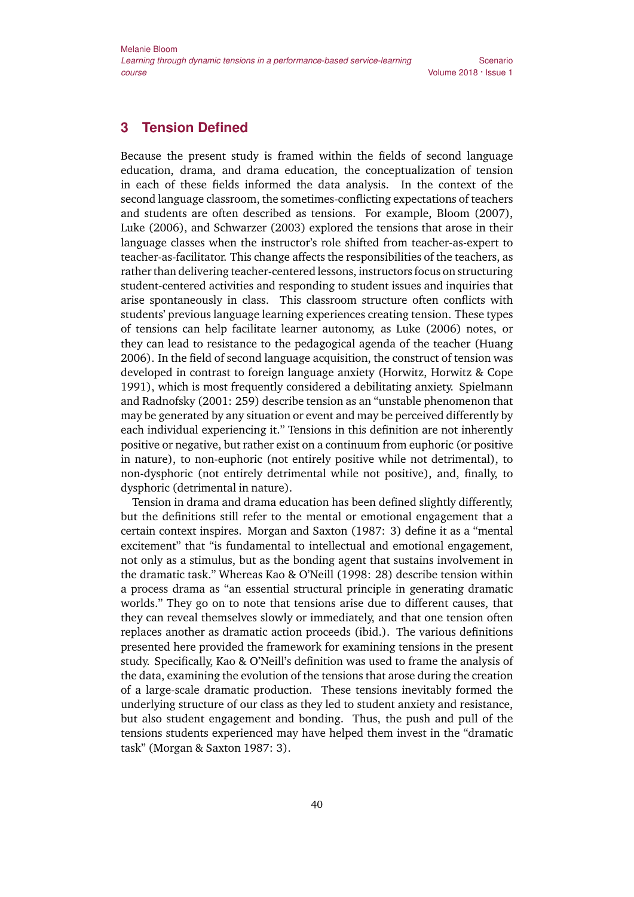## 3 Tension Defined

Because the present study is framed within the fields of second language education, drama, and drama education, the conceptualization of tension in each of these fields informed the data analysis. In the context of the second language classroom, the sometimes-conflicting expectations of teachers and students are often described as tensions. For example, Bloom (2007), Luke (2006), and Schwarzer (2003) explored the tensions that arose in their language classes when the instructor's role shifted from teacher-as-expert to teacher-as-facilitator. This change affects the responsibilities of the teachers, as rather than delivering teacher-centered lessons, instructors focus on structuring student-centered activities and responding to student issues and inquiries that arise spontaneously in class. This classroom structure often conflicts with students' previous language learning experiences creating tension. These types of tensions can help facilitate learner autonomy, as Luke (2006) notes, or they can lead to resistance to the pedagogical agenda of the teacher (Huang 2006). In the field of second language acquisition, the construct of tension was developed in contrast to foreign language anxiety (Horwitz, Horwitz & Cope 1991), which is most frequently considered a debilitating anxiety. Spielmann and Radnofsky (2001: 259) describe tension as an "unstable phenomenon that may be generated by any situation or event and may be perceived differently by each individual experiencing it." Tensions in this definition are not inherently positive or negative, but rather exist on a continuum from euphoric (or positive in nature), to non-euphoric (not entirely positive while not detrimental), to non-dysphoric (not entirely detrimental while not positive), and, finally, to dysphoric (detrimental in nature).

Tension in drama and drama education has been defined slightly differently, but the definitions still refer to the mental or emotional engagement that a certain context inspires. Morgan and Saxton (1987: 3) define it as a "mental excitement" that "is fundamental to intellectual and emotional engagement, not only as a stimulus, but as the bonding agent that sustains involvement in the dramatic task." Whereas Kao & O'Neill (1998: 28) describe tension within a process drama as "an essential structural principle in generating dramatic worlds." They go on to note that tensions arise due to different causes, that they can reveal themselves slowly or immediately, and that one tension often replaces another as dramatic action proceeds (ibid.). The various definitions presented here provided the framework for examining tensions in the present study. Specifically, Kao & O'Neill's definition was used to frame the analysis of the data, examining the evolution of the tensions that arose during the creation of a large-scale dramatic production. These tensions inevitably formed the underlying structure of our class as they led to student anxiety and resistance, but also student engagement and bonding. Thus, the push and pull of the tensions students experienced may have helped them invest in the "dramatic task" (Morgan & Saxton 1987: 3).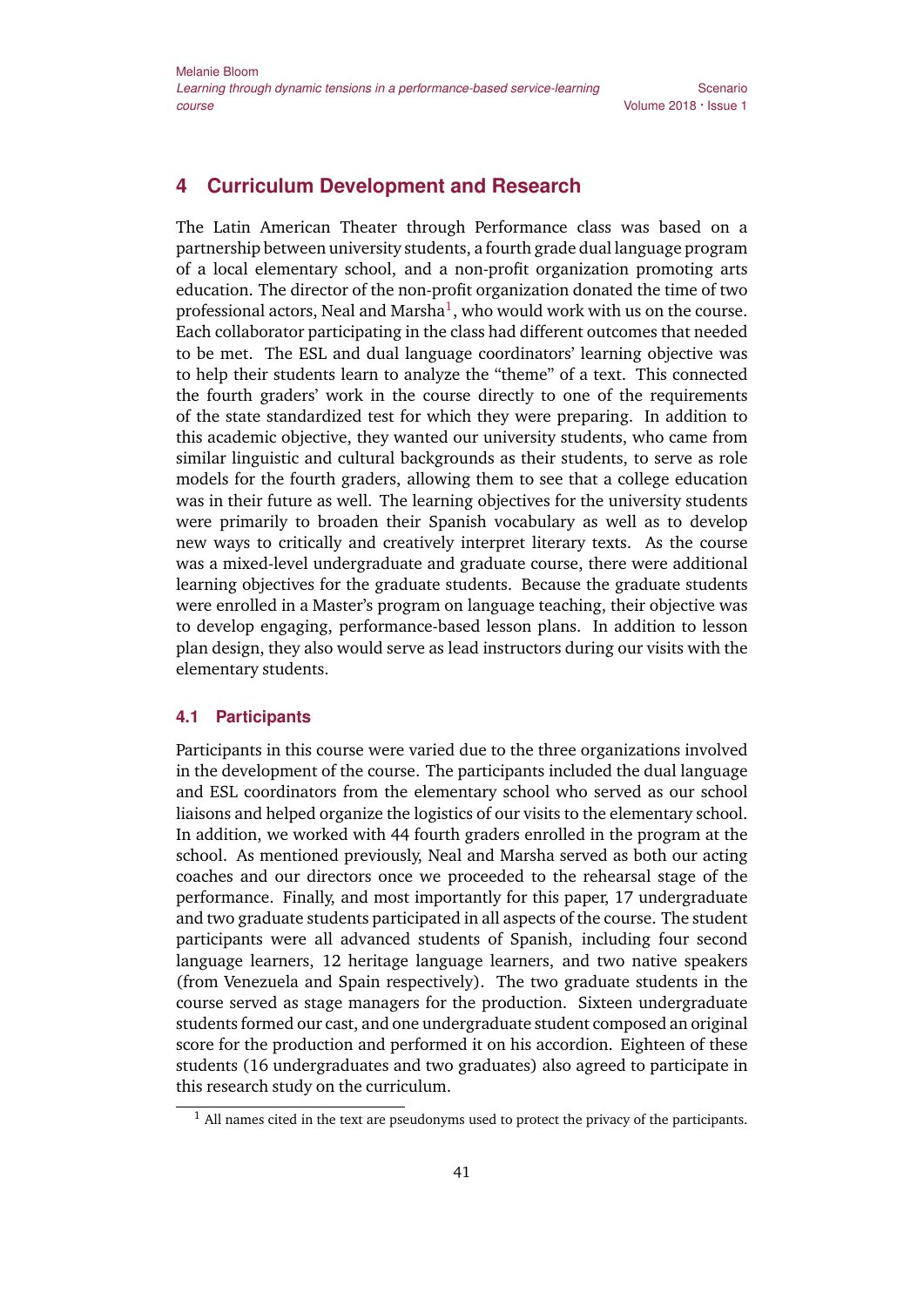## 4 Curriculum Development and Research

The Latin American Theater through Performance class was based on a partnership between university students, a fourth grade dual language program of a local elementary school, and a non-profit organization promoting arts education. The director of the non-profit organization donated the time of two professional actors, Neal and Marsha[1], who would work with us on the course. Each collaborator participating in the class had different outcomes that needed to be met. The ESL and dual language coordinators' learning objective was to help their students learn to analyze the "theme" of a text. This connected the fourth graders' work in the course directly to one of the requirements of the state standardized test for which they were preparing. In addition to this academic objective, they wanted our university students, who came from similar linguistic and cultural backgrounds as their students, to serve as role models for the fourth graders, allowing them to see that a college education was in their future as well. The learning objectives for the university students were primarily to broaden their Spanish vocabulary as well as to develop new ways to critically and creatively interpret literary texts. As the course was a mixed-level undergraduate and graduate course, there were additional learning objectives for the graduate students. Because the graduate students were enrolled in a Master's program on language teaching, their objective was to develop engaging, performance-based lesson plans. In addition to lesson plan design, they also would serve as lead instructors during our visits with the elementary students.

### 4.1 Participants

Participants in this course were varied due to the three organizations involved in the development of the course. The participants included the dual language and ESL coordinators from the elementary school who served as our school liaisons and helped organize the logistics of our visits to the elementary school. In addition, we worked with 44 fourth graders enrolled in the program at the school. As mentioned previously, Neal and Marsha served as both our acting coaches and our directors once we proceeded to the rehearsal stage of the performance. Finally, and most importantly for this paper, 17 undergraduate and two graduate students participated in all aspects of the course. The student participants were all advanced students of Spanish, including four second language learners, 12 heritage language learners, and two native speakers (from Venezuela and Spain respectively). The two graduate students in the course served as stage managers for the production. Sixteen undergraduate students formed our cast, and one undergraduate student composed an original score for the production and performed it on his accordion. Eighteen of these students (16 undergraduates and two graduates) also agreed to participate in this research study on the curriculum.

[1] All names cited in the text are pseudonyms used to protect the privacy of the participants.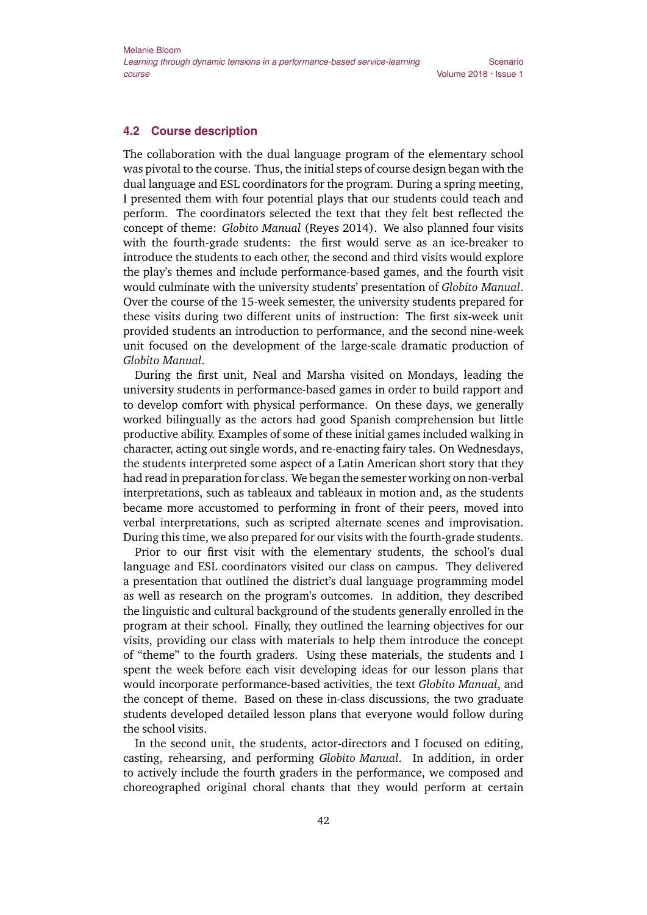### 4.2 Course description

The collaboration with the dual language program of the elementary school was pivotal to the course. Thus, the initial steps of course design began with the dual language and ESL coordinators for the program. During a spring meeting, I presented them with four potential plays that our students could teach and perform. The coordinators selected the text that they felt best reflected the concept of theme: *Globito Manual* (Reyes 2014). We also planned four visits with the fourth-grade students: the first would serve as an ice-breaker to introduce the students to each other, the second and third visits would explore the play's themes and include performance-based games, and the fourth visit would culminate with the university students' presentation of *Globito Manual*. Over the course of the 15-week semester, the university students prepared for these visits during two different units of instruction: The first six-week unit provided students an introduction to performance, and the second nine-week unit focused on the development of the large-scale dramatic production of *Globito Manual*.

During the first unit, Neal and Marsha visited on Mondays, leading the university students in performance-based games in order to build rapport and to develop comfort with physical performance. On these days, we generally worked bilingually as the actors had good Spanish comprehension but little productive ability. Examples of some of these initial games included walking in character, acting out single words, and re-enacting fairy tales. On Wednesdays, the students interpreted some aspect of a Latin American short story that they had read in preparation for class. We began the semester working on non-verbal interpretations, such as tableaux and tableaux in motion and, as the students became more accustomed to performing in front of their peers, moved into verbal interpretations, such as scripted alternate scenes and improvisation. During this time, we also prepared for our visits with the fourth-grade students.

Prior to our first visit with the elementary students, the school's dual language and ESL coordinators visited our class on campus. They delivered a presentation that outlined the district's dual language programming model as well as research on the program's outcomes. In addition, they described the linguistic and cultural background of the students generally enrolled in the program at their school. Finally, they outlined the learning objectives for our visits, providing our class with materials to help them introduce the concept of "theme" to the fourth graders. Using these materials, the students and I spent the week before each visit developing ideas for our lesson plans that would incorporate performance-based activities, the text *Globito Manual*, and the concept of theme. Based on these in-class discussions, the two graduate students developed detailed lesson plans that everyone would follow during the school visits.

In the second unit, the students, actor-directors and I focused on editing, casting, rehearsing, and performing *Globito Manual*. In addition, in order to actively include the fourth graders in the performance, we composed and choreographed original choral chants that they would perform at certain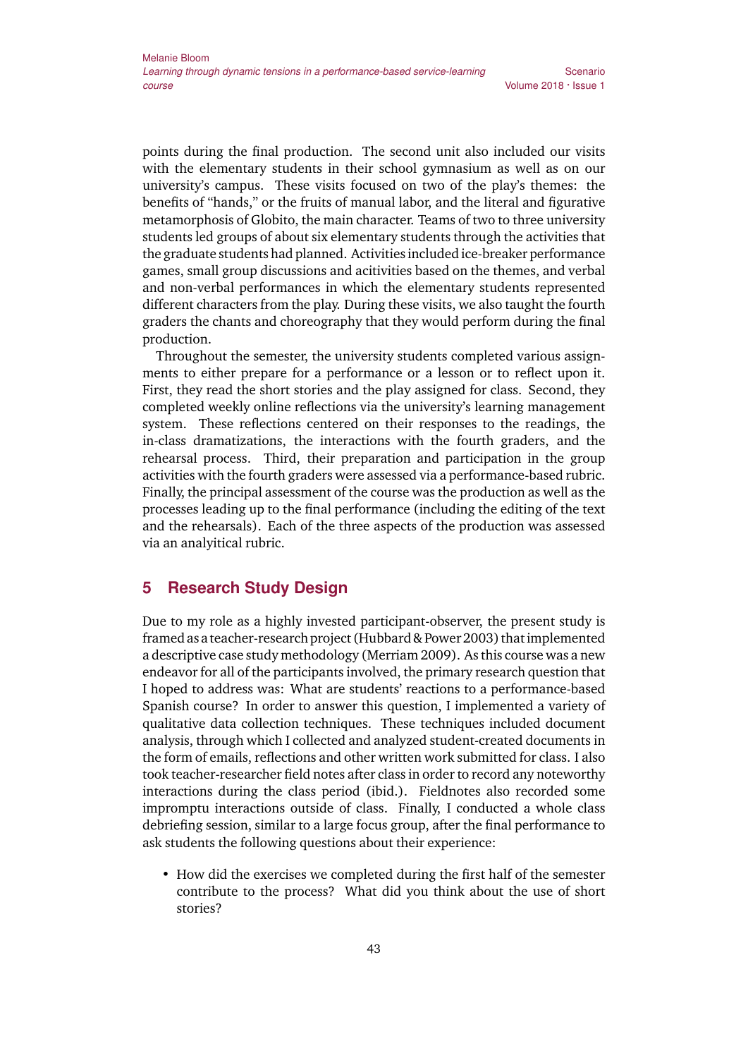points during the final production. The second unit also included our visits with the elementary students in their school gymnasium as well as on our university's campus. These visits focused on two of the play's themes: the benefits of "hands," or the fruits of manual labor, and the literal and figurative metamorphosis of Globito, the main character. Teams of two to three university students led groups of about six elementary students through the activities that the graduate students had planned. Activities included ice-breaker performance games, small group discussions and acitivities based on the themes, and verbal and non-verbal performances in which the elementary students represented different characters from the play. During these visits, we also taught the fourth graders the chants and choreography that they would perform during the final production.

Throughout the semester, the university students completed various assignments to either prepare for a performance or a lesson or to reflect upon it. First, they read the short stories and the play assigned for class. Second, they completed weekly online reflections via the university's learning management system. These reflections centered on their responses to the readings, the in-class dramatizations, the interactions with the fourth graders, and the rehearsal process. Third, their preparation and participation in the group activities with the fourth graders were assessed via a performance-based rubric. Finally, the principal assessment of the course was the production as well as the processes leading up to the final performance (including the editing of the text and the rehearsals). Each of the three aspects of the production was assessed via an analyitical rubric.

## 5 Research Study Design

Due to my role as a highly invested participant-observer, the present study is framed as a teacher-research project (Hubbard & Power 2003) that implemented a descriptive case study methodology (Merriam 2009). As this course was a new endeavor for all of the participants involved, the primary research question that I hoped to address was: What are students' reactions to a performance-based Spanish course? In order to answer this question, I implemented a variety of qualitative data collection techniques. These techniques included document analysis, through which I collected and analyzed student-created documents in the form of emails, reflections and other written work submitted for class. I also took teacher-researcher field notes after class in order to record any noteworthy interactions during the class period (ibid.). Fieldnotes also recorded some impromptu interactions outside of class. Finally, I conducted a whole class debriefing session, similar to a large focus group, after the final performance to ask students the following questions about their experience:

- How did the exercises we completed during the first half of the semester contribute to the process? What did you think about the use of short stories?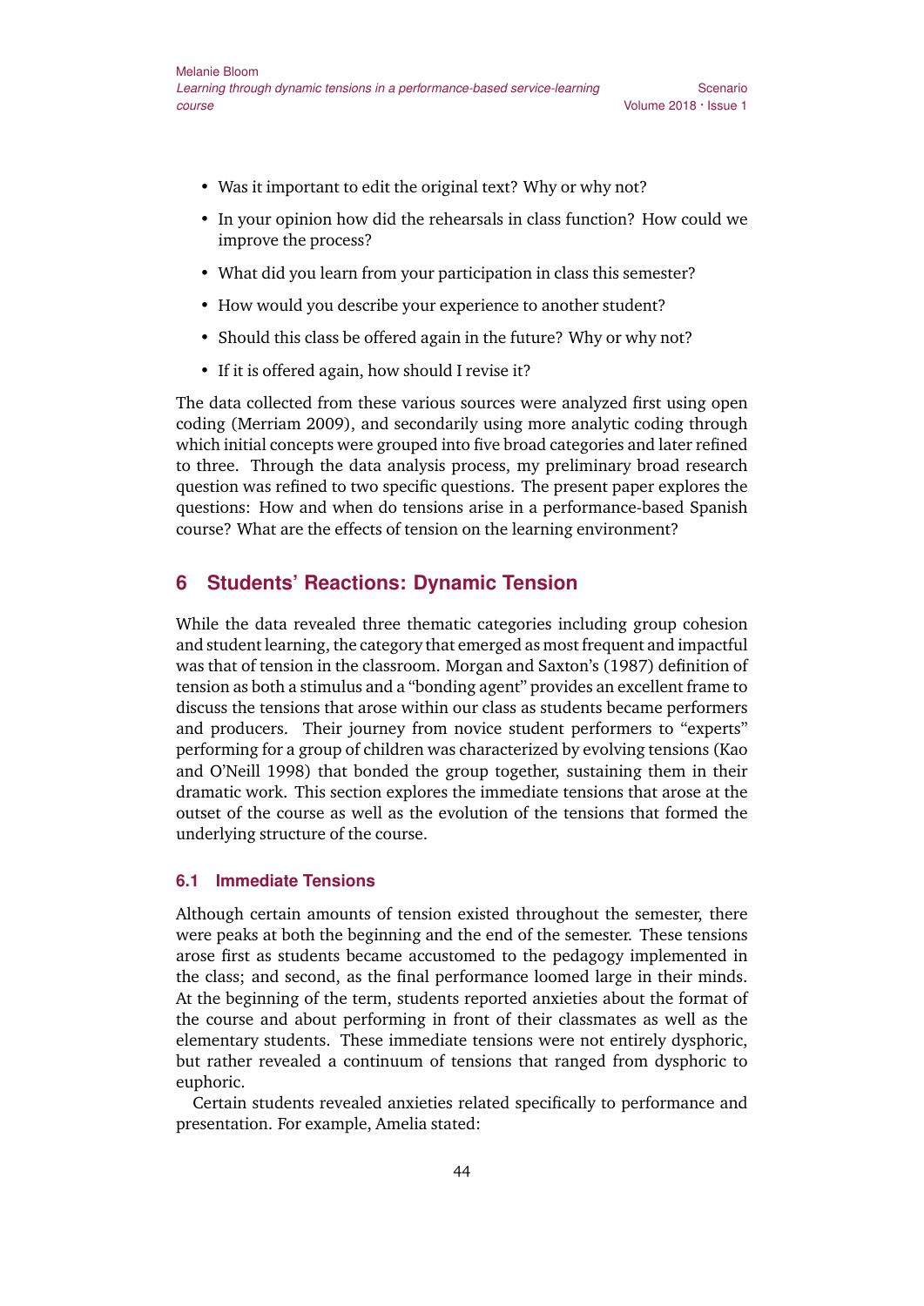- Was it important to edit the original text? Why or why not?
- In your opinion how did the rehearsals in class function? How could we improve the process?
- What did you learn from your participation in class this semester?
- How would you describe your experience to another student?
- Should this class be offered again in the future? Why or why not?
- If it is offered again, how should I revise it?

The data collected from these various sources were analyzed first using open coding (Merriam 2009), and secondarily using more analytic coding through which initial concepts were grouped into five broad categories and later refined to three. Through the data analysis process, my preliminary broad research question was refined to two specific questions. The present paper explores the questions: How and when do tensions arise in a performance-based Spanish course? What are the effects of tension on the learning environment?

## 6 Students' Reactions: Dynamic Tension

While the data revealed three thematic categories including group cohesion and student learning, the category that emerged as most frequent and impactful was that of tension in the classroom. Morgan and Saxton's (1987) definition of tension as both a stimulus and a "bonding agent" provides an excellent frame to discuss the tensions that arose within our class as students became performers and producers. Their journey from novice student performers to "experts" performing for a group of children was characterized by evolving tensions (Kao and O'Neill 1998) that bonded the group together, sustaining them in their dramatic work. This section explores the immediate tensions that arose at the outset of the course as well as the evolution of the tensions that formed the underlying structure of the course.

### 6.1 Immediate Tensions

Although certain amounts of tension existed throughout the semester, there were peaks at both the beginning and the end of the semester. These tensions arose first as students became accustomed to the pedagogy implemented in the class; and second, as the final performance loomed large in their minds. At the beginning of the term, students reported anxieties about the format of the course and about performing in front of their classmates as well as the elementary students. These immediate tensions were not entirely dysphoric, but rather revealed a continuum of tensions that ranged from dysphoric to euphoric.

Certain students revealed anxieties related specifically to performance and presentation. For example, Amelia stated: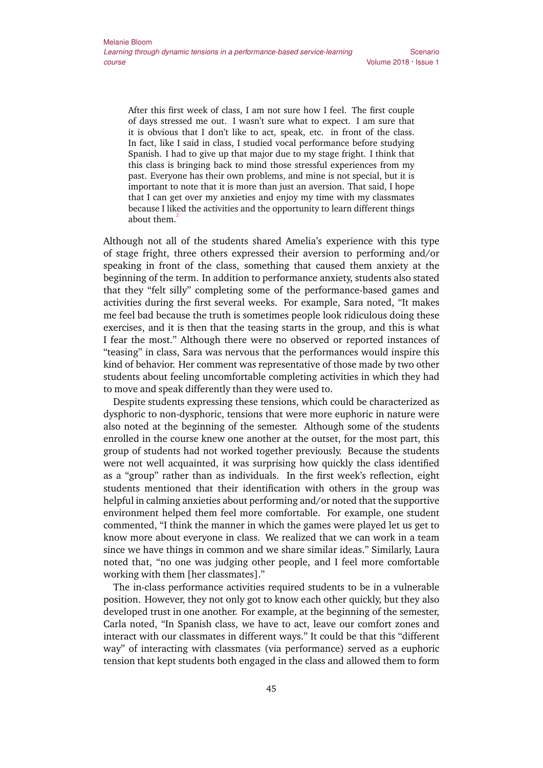> After this first week of class, I am not sure how I feel. The first couple of days stressed me out. I wasn't sure what to expect. I am sure that it is obvious that I don't like to act, speak, etc. in front of the class. In fact, like I said in class, I studied vocal performance before studying Spanish. I had to give up that major due to my stage fright. I think that this class is bringing back to mind those stressful experiences from my past. Everyone has their own problems, and mine is not special, but it is important to note that it is more than just an aversion. That said, I hope that I can get over my anxieties and enjoy my time with my classmates because I liked the activities and the opportunity to learn different things about them.[2]

Although not all of the students shared Amelia's experience with this type of stage fright, three others expressed their aversion to performing and/or speaking in front of the class, something that caused them anxiety at the beginning of the term. In addition to performance anxiety, students also stated that they "felt silly" completing some of the performance-based games and activities during the first several weeks. For example, Sara noted, "It makes me feel bad because the truth is sometimes people look ridiculous doing these exercises, and it is then that the teasing starts in the group, and this is what I fear the most." Although there were no observed or reported instances of "teasing" in class, Sara was nervous that the performances would inspire this kind of behavior. Her comment was representative of those made by two other students about feeling uncomfortable completing activities in which they had to move and speak differently than they were used to.

Despite students expressing these tensions, which could be characterized as dysphoric to non-dysphoric, tensions that were more euphoric in nature were also noted at the beginning of the semester. Although some of the students enrolled in the course knew one another at the outset, for the most part, this group of students had not worked together previously. Because the students were not well acquainted, it was surprising how quickly the class identified as a "group" rather than as individuals. In the first week's reflection, eight students mentioned that their identification with others in the group was helpful in calming anxieties about performing and/or noted that the supportive environment helped them feel more comfortable. For example, one student commented, "I think the manner in which the games were played let us get to know more about everyone in class. We realized that we can work in a team since we have things in common and we share similar ideas." Similarly, Laura noted that, "no one was judging other people, and I feel more comfortable working with them [her classmates]."

The in-class performance activities required students to be in a vulnerable position. However, they not only got to know each other quickly, but they also developed trust in one another. For example, at the beginning of the semester, Carla noted, "In Spanish class, we have to act, leave our comfort zones and interact with our classmates in different ways." It could be that this "different way" of interacting with classmates (via performance) served as a euphoric tension that kept students both engaged in the class and allowed them to form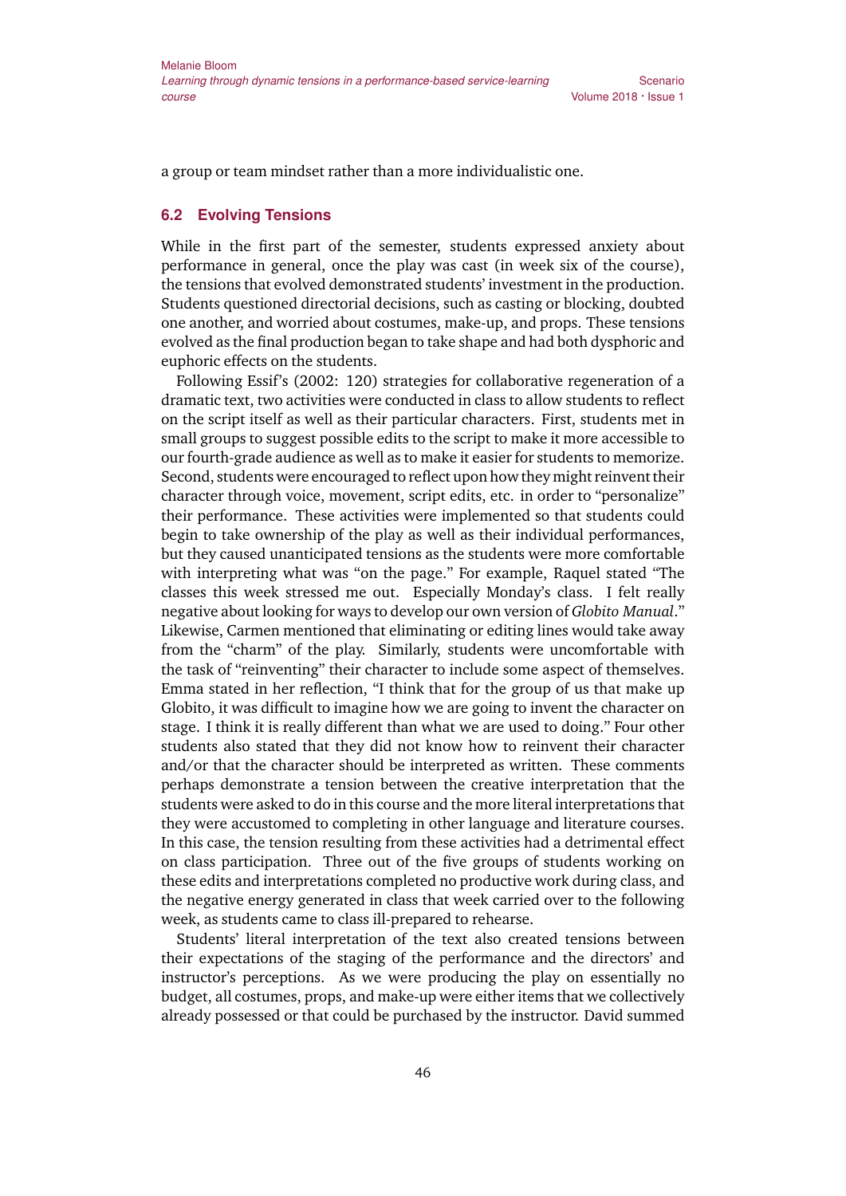a group or team mindset rather than a more individualistic one.

### 6.2 Evolving Tensions

While in the first part of the semester, students expressed anxiety about performance in general, once the play was cast (in week six of the course), the tensions that evolved demonstrated students' investment in the production. Students questioned directorial decisions, such as casting or blocking, doubted one another, and worried about costumes, make-up, and props. These tensions evolved as the final production began to take shape and had both dysphoric and euphoric effects on the students.

Following Essif's (2002: 120) strategies for collaborative regeneration of a dramatic text, two activities were conducted in class to allow students to reflect on the script itself as well as their particular characters. First, students met in small groups to suggest possible edits to the script to make it more accessible to our fourth-grade audience as well as to make it easier for students to memorize. Second, students were encouraged to reflect upon how they might reinvent their character through voice, movement, script edits, etc. in order to "personalize" their performance. These activities were implemented so that students could begin to take ownership of the play as well as their individual performances, but they caused unanticipated tensions as the students were more comfortable with interpreting what was "on the page." For example, Raquel stated "The classes this week stressed me out. Especially Monday's class. I felt really negative about looking for ways to develop our own version of *Globito Manual*." Likewise, Carmen mentioned that eliminating or editing lines would take away from the "charm" of the play. Similarly, students were uncomfortable with the task of "reinventing" their character to include some aspect of themselves. Emma stated in her reflection, "I think that for the group of us that make up Globito, it was difficult to imagine how we are going to invent the character on stage. I think it is really different than what we are used to doing." Four other students also stated that they did not know how to reinvent their character and/or that the character should be interpreted as written. These comments perhaps demonstrate a tension between the creative interpretation that the students were asked to do in this course and the more literal interpretations that they were accustomed to completing in other language and literature courses. In this case, the tension resulting from these activities had a detrimental effect on class participation. Three out of the five groups of students working on these edits and interpretations completed no productive work during class, and the negative energy generated in class that week carried over to the following week, as students came to class ill-prepared to rehearse.

Students' literal interpretation of the text also created tensions between their expectations of the staging of the performance and the directors' and instructor's perceptions. As we were producing the play on essentially no budget, all costumes, props, and make-up were either items that we collectively already possessed or that could be purchased by the instructor. David summed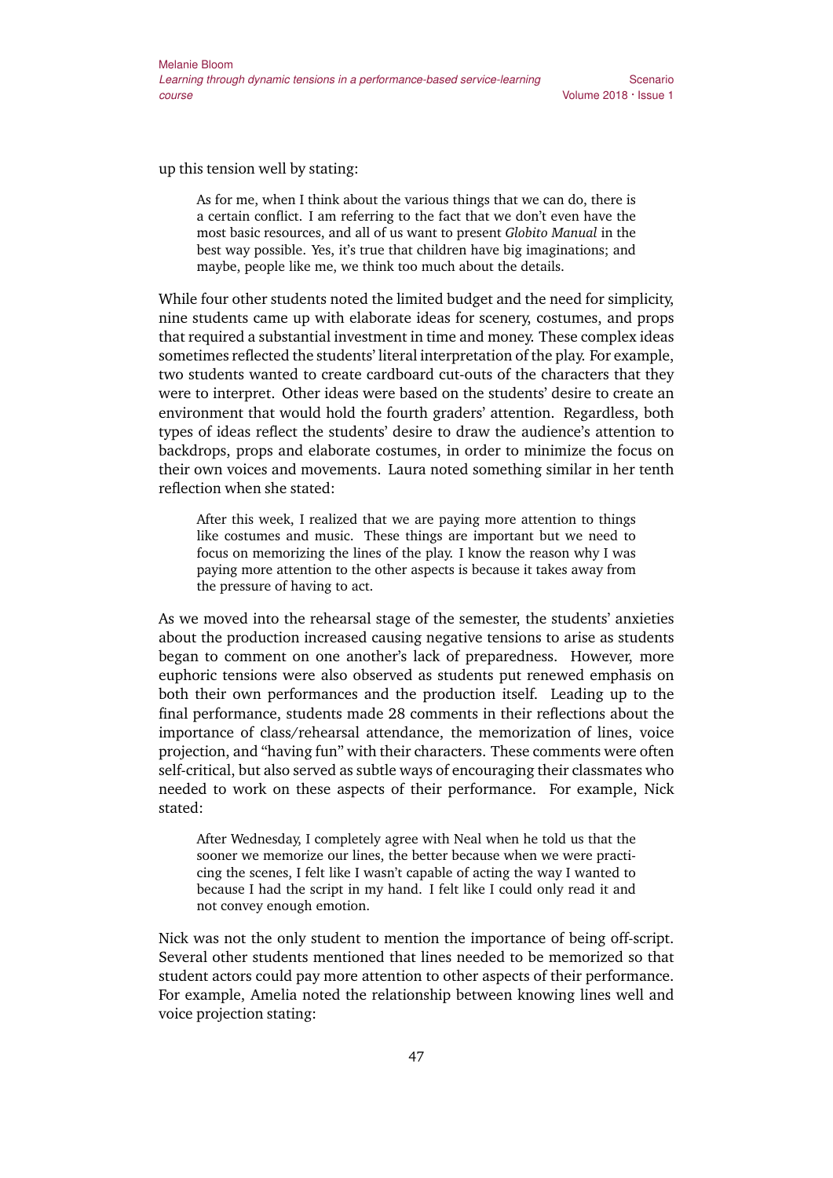up this tension well by stating:

> As for me, when I think about the various things that we can do, there is a certain conflict. I am referring to the fact that we don't even have the most basic resources, and all of us want to present *Globito Manual* in the best way possible. Yes, it's true that children have big imaginations; and maybe, people like me, we think too much about the details.

While four other students noted the limited budget and the need for simplicity, nine students came up with elaborate ideas for scenery, costumes, and props that required a substantial investment in time and money. These complex ideas sometimes reflected the students' literal interpretation of the play. For example, two students wanted to create cardboard cut-outs of the characters that they were to interpret. Other ideas were based on the students' desire to create an environment that would hold the fourth graders' attention. Regardless, both types of ideas reflect the students' desire to draw the audience's attention to backdrops, props and elaborate costumes, in order to minimize the focus on their own voices and movements. Laura noted something similar in her tenth reflection when she stated:

> After this week, I realized that we are paying more attention to things like costumes and music. These things are important but we need to focus on memorizing the lines of the play. I know the reason why I was paying more attention to the other aspects is because it takes away from the pressure of having to act.

As we moved into the rehearsal stage of the semester, the students' anxieties about the production increased causing negative tensions to arise as students began to comment on one another's lack of preparedness. However, more euphoric tensions were also observed as students put renewed emphasis on both their own performances and the production itself. Leading up to the final performance, students made 28 comments in their reflections about the importance of class/rehearsal attendance, the memorization of lines, voice projection, and "having fun" with their characters. These comments were often self-critical, but also served as subtle ways of encouraging their classmates who needed to work on these aspects of their performance. For example, Nick stated:

> After Wednesday, I completely agree with Neal when he told us that the sooner we memorize our lines, the better because when we were practicing the scenes, I felt like I wasn't capable of acting the way I wanted to because I had the script in my hand. I felt like I could only read it and not convey enough emotion.

Nick was not the only student to mention the importance of being off-script. Several other students mentioned that lines needed to be memorized so that student actors could pay more attention to other aspects of their performance. For example, Amelia noted the relationship between knowing lines well and voice projection stating: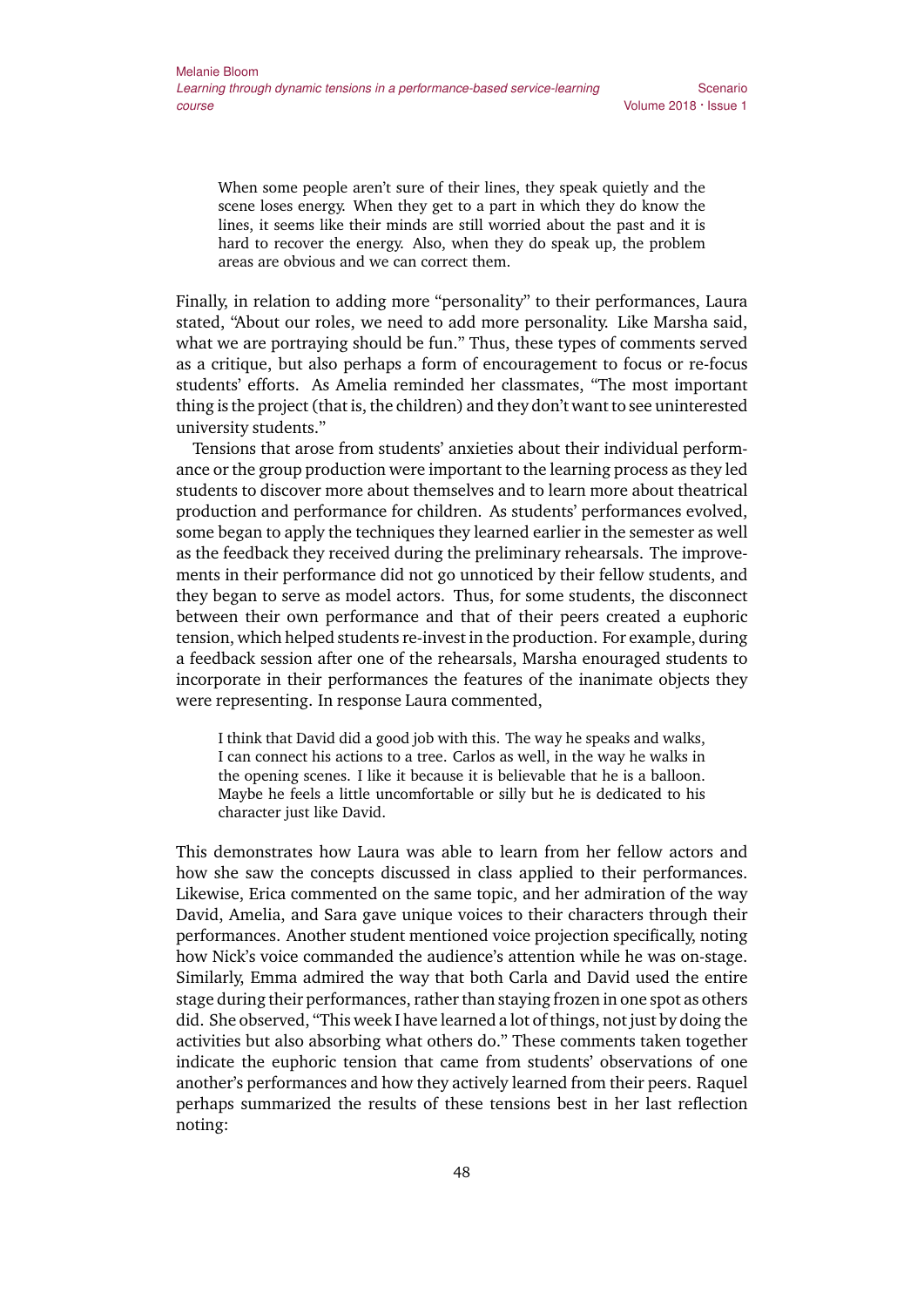> When some people aren't sure of their lines, they speak quietly and the scene loses energy. When they get to a part in which they do know the lines, it seems like their minds are still worried about the past and it is hard to recover the energy. Also, when they do speak up, the problem areas are obvious and we can correct them.

Finally, in relation to adding more "personality" to their performances, Laura stated, "About our roles, we need to add more personality. Like Marsha said, what we are portraying should be fun." Thus, these types of comments served as a critique, but also perhaps a form of encouragement to focus or re-focus students' efforts. As Amelia reminded her classmates, "The most important thing is the project (that is, the children) and they don't want to see uninterested university students."

Tensions that arose from students' anxieties about their individual performance or the group production were important to the learning process as they led students to discover more about themselves and to learn more about theatrical production and performance for children. As students' performances evolved, some began to apply the techniques they learned earlier in the semester as well as the feedback they received during the preliminary rehearsals. The improvements in their performance did not go unnoticed by their fellow students, and they began to serve as model actors. Thus, for some students, the disconnect between their own performance and that of their peers created a euphoric tension, which helped students re-invest in the production. For example, during a feedback session after one of the rehearsals, Marsha enouraged students to incorporate in their performances the features of the inanimate objects they were representing. In response Laura commented,

> I think that David did a good job with this. The way he speaks and walks, I can connect his actions to a tree. Carlos as well, in the way he walks in the opening scenes. I like it because it is believable that he is a balloon. Maybe he feels a little uncomfortable or silly but he is dedicated to his character just like David.

This demonstrates how Laura was able to learn from her fellow actors and how she saw the concepts discussed in class applied to their performances. Likewise, Erica commented on the same topic, and her admiration of the way David, Amelia, and Sara gave unique voices to their characters through their performances. Another student mentioned voice projection specifically, noting how Nick's voice commanded the audience's attention while he was on-stage. Similarly, Emma admired the way that both Carla and David used the entire stage during their performances, rather than staying frozen in one spot as others did. She observed, "This week I have learned a lot of things, not just by doing the activities but also absorbing what others do." These comments taken together indicate the euphoric tension that came from students' observations of one another's performances and how they actively learned from their peers. Raquel perhaps summarized the results of these tensions best in her last reflection noting: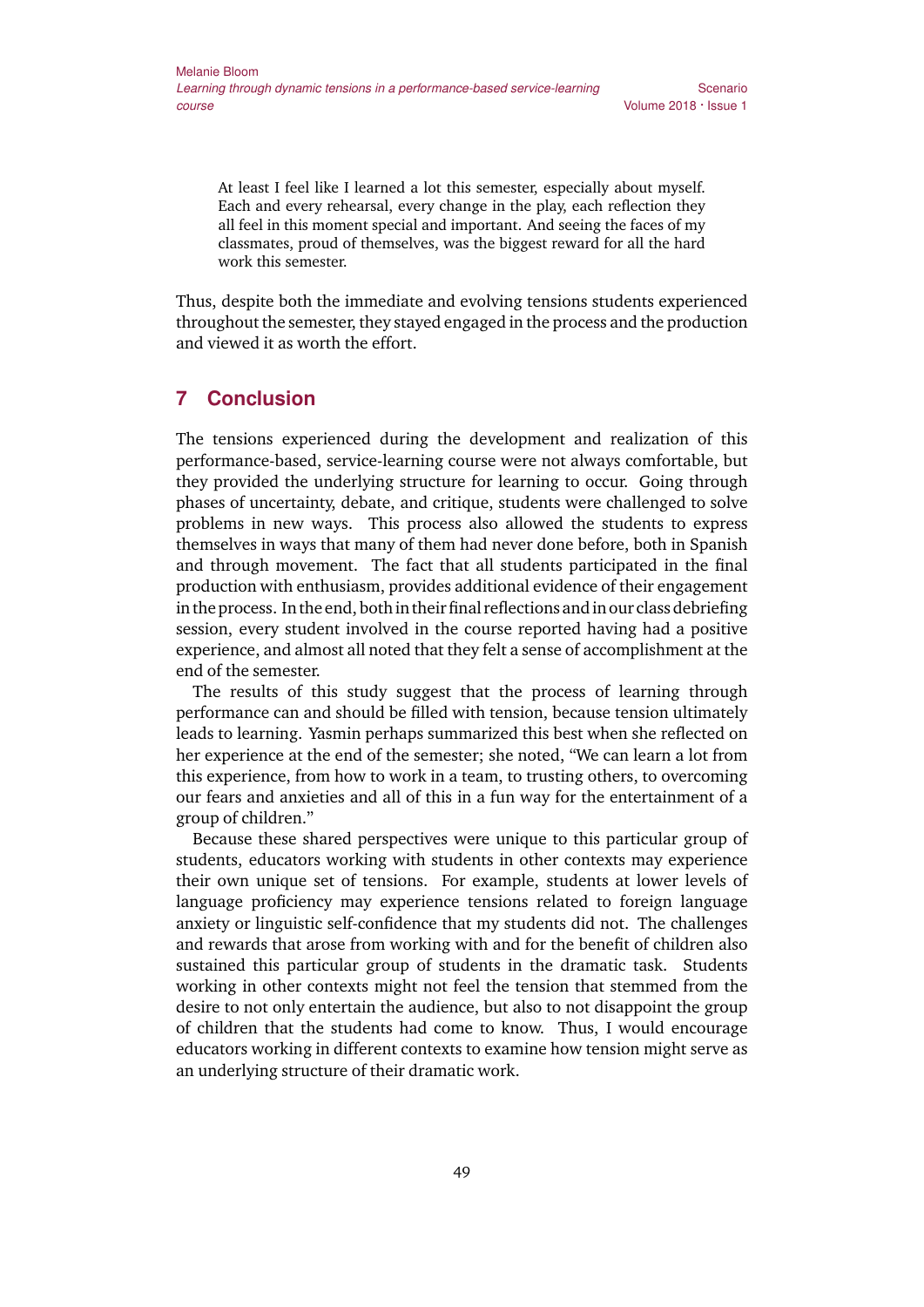> At least I feel like I learned a lot this semester, especially about myself. Each and every rehearsal, every change in the play, each reflection they all feel in this moment special and important. And seeing the faces of my classmates, proud of themselves, was the biggest reward for all the hard work this semester.

Thus, despite both the immediate and evolving tensions students experienced throughout the semester, they stayed engaged in the process and the production and viewed it as worth the effort.

## 7 Conclusion

The tensions experienced during the development and realization of this performance-based, service-learning course were not always comfortable, but they provided the underlying structure for learning to occur. Going through phases of uncertainty, debate, and critique, students were challenged to solve problems in new ways. This process also allowed the students to express themselves in ways that many of them had never done before, both in Spanish and through movement. The fact that all students participated in the final production with enthusiasm, provides additional evidence of their engagement in the process. In the end, both in their final reflections and in our class debriefing session, every student involved in the course reported having had a positive experience, and almost all noted that they felt a sense of accomplishment at the end of the semester.

The results of this study suggest that the process of learning through performance can and should be filled with tension, because tension ultimately leads to learning. Yasmin perhaps summarized this best when she reflected on her experience at the end of the semester; she noted, "We can learn a lot from this experience, from how to work in a team, to trusting others, to overcoming our fears and anxieties and all of this in a fun way for the entertainment of a group of children."

Because these shared perspectives were unique to this particular group of students, educators working with students in other contexts may experience their own unique set of tensions. For example, students at lower levels of language proficiency may experience tensions related to foreign language anxiety or linguistic self-confidence that my students did not. The challenges and rewards that arose from working with and for the benefit of children also sustained this particular group of students in the dramatic task. Students working in other contexts might not feel the tension that stemmed from the desire to not only entertain the audience, but also to not disappoint the group of children that the students had come to know. Thus, I would encourage educators working in different contexts to examine how tension might serve as an underlying structure of their dramatic work.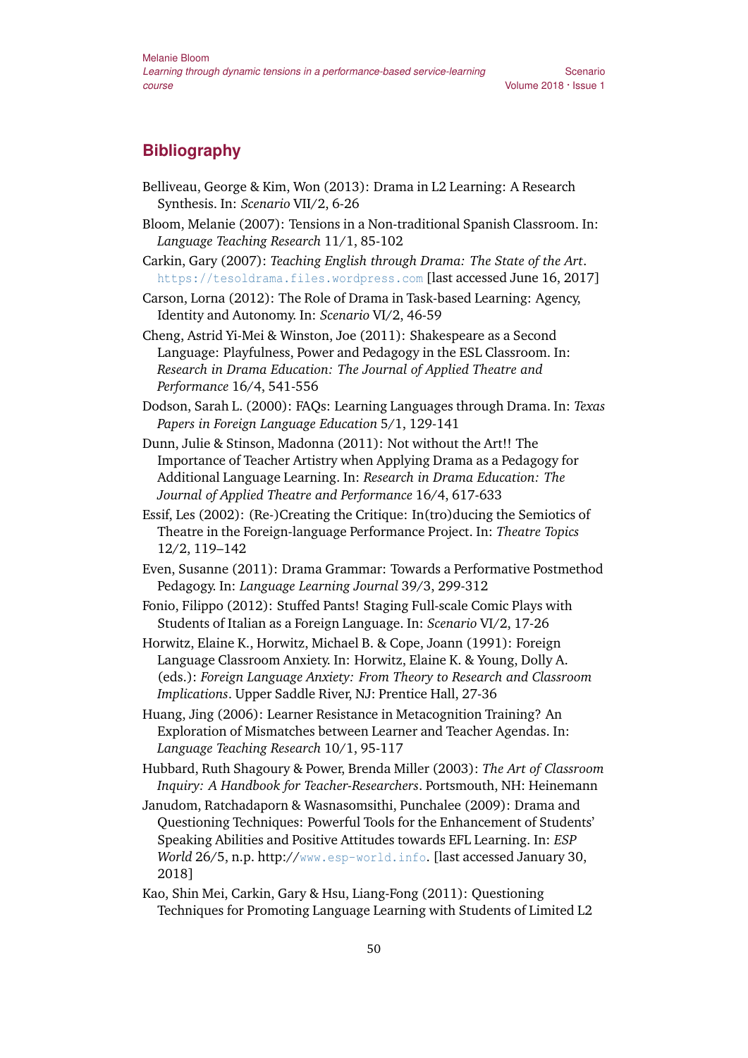## Bibliography

Belliveau, George & Kim, Won (2013): Drama in L2 Learning: A Research Synthesis. In: *Scenario* VII/2, 6-26

Bloom, Melanie (2007): Tensions in a Non-traditional Spanish Classroom. In: *Language Teaching Research* 11/1, 85-102

Carkin, Gary (2007): *Teaching English through Drama: The State of the Art*. https://tesoldrama.files.wordpress.com [last accessed June 16, 2017]

Carson, Lorna (2012): The Role of Drama in Task-based Learning: Agency, Identity and Autonomy. In: *Scenario* VI/2, 46-59

Cheng, Astrid Yi-Mei & Winston, Joe (2011): Shakespeare as a Second Language: Playfulness, Power and Pedagogy in the ESL Classroom. In: *Research in Drama Education: The Journal of Applied Theatre and Performance* 16/4, 541-556

Dodson, Sarah L. (2000): FAQs: Learning Languages through Drama. In: *Texas Papers in Foreign Language Education* 5/1, 129-141

Dunn, Julie & Stinson, Madonna (2011): Not without the Art!! The Importance of Teacher Artistry when Applying Drama as a Pedagogy for Additional Language Learning. In: *Research in Drama Education: The Journal of Applied Theatre and Performance* 16/4, 617-633

Essif, Les (2002): (Re-)Creating the Critique: In(tro)ducing the Semiotics of Theatre in the Foreign-language Performance Project. In: *Theatre Topics* 12/2, 119–142

Even, Susanne (2011): Drama Grammar: Towards a Performative Postmethod Pedagogy. In: *Language Learning Journal* 39/3, 299-312

Fonio, Filippo (2012): Stuffed Pants! Staging Full-scale Comic Plays with Students of Italian as a Foreign Language. In: *Scenario* VI/2, 17-26

Horwitz, Elaine K., Horwitz, Michael B. & Cope, Joann (1991): Foreign Language Classroom Anxiety. In: Horwitz, Elaine K. & Young, Dolly A. (eds.): *Foreign Language Anxiety: From Theory to Research and Classroom Implications*. Upper Saddle River, NJ: Prentice Hall, 27-36

Huang, Jing (2006): Learner Resistance in Metacognition Training? An Exploration of Mismatches between Learner and Teacher Agendas. In: *Language Teaching Research* 10/1, 95-117

Hubbard, Ruth Shagoury & Power, Brenda Miller (2003): *The Art of Classroom Inquiry: A Handbook for Teacher-Researchers*. Portsmouth, NH: Heinemann

Janudom, Ratchadaporn & Wasnasomsithi, Punchalee (2009): Drama and Questioning Techniques: Powerful Tools for the Enhancement of Students' Speaking Abilities and Positive Attitudes towards EFL Learning. In: *ESP World* 26/5, n.p. http://www.esp-world.info. [last accessed January 30, 2018]

Kao, Shin Mei, Carkin, Gary & Hsu, Liang-Fong (2011): Questioning Techniques for Promoting Language Learning with Students of Limited L2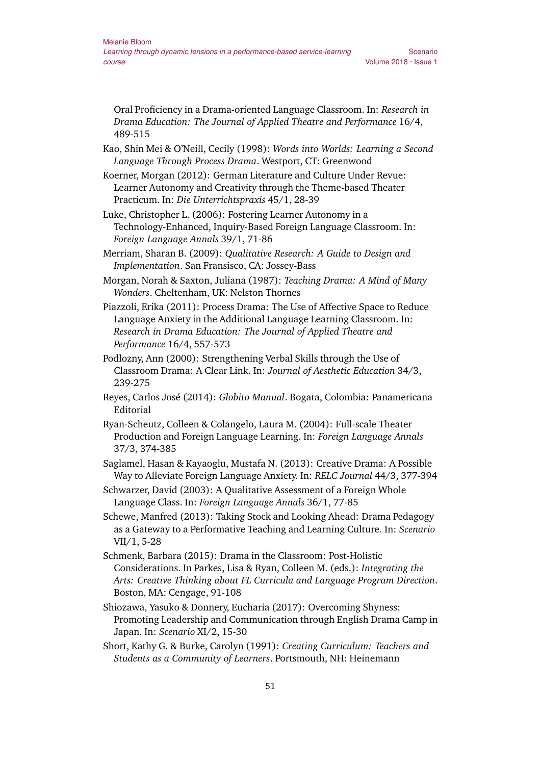Oral Proficiency in a Drama-oriented Language Classroom. In: *Research in Drama Education: The Journal of Applied Theatre and Performance* 16/4, 489-515

Kao, Shin Mei & O'Neill, Cecily (1998): *Words into Worlds: Learning a Second Language Through Process Drama*. Westport, CT: Greenwood

Koerner, Morgan (2012): German Literature and Culture Under Revue: Learner Autonomy and Creativity through the Theme-based Theater Practicum. In: *Die Unterrichtspraxis* 45/1, 28-39

Luke, Christopher L. (2006): Fostering Learner Autonomy in a Technology-Enhanced, Inquiry-Based Foreign Language Classroom. In: *Foreign Language Annals* 39/1, 71-86

Merriam, Sharan B. (2009): *Qualitative Research: A Guide to Design and Implementation*. San Fransisco, CA: Jossey-Bass

Morgan, Norah & Saxton, Juliana (1987): *Teaching Drama: A Mind of Many Wonders*. Cheltenham, UK: Nelston Thornes

Piazzoli, Erika (2011): Process Drama: The Use of Affective Space to Reduce Language Anxiety in the Additional Language Learning Classroom. In: *Research in Drama Education: The Journal of Applied Theatre and Performance* 16/4, 557-573

Podlozny, Ann (2000): Strengthening Verbal Skills through the Use of Classroom Drama: A Clear Link. In: *Journal of Aesthetic Education* 34/3, 239-275

Reyes, Carlos José (2014): *Globito Manual*. Bogata, Colombia: Panamericana Editorial

Ryan-Scheutz, Colleen & Colangelo, Laura M. (2004): Full-scale Theater Production and Foreign Language Learning. In: *Foreign Language Annals* 37/3, 374-385

Saglamel, Hasan & Kayaoglu, Mustafa N. (2013): Creative Drama: A Possible Way to Alleviate Foreign Language Anxiety. In: *RELC Journal* 44/3, 377-394

Schwarzer, David (2003): A Qualitative Assessment of a Foreign Whole Language Class. In: *Foreign Language Annals* 36/1, 77-85

Schewe, Manfred (2013): Taking Stock and Looking Ahead: Drama Pedagogy as a Gateway to a Performative Teaching and Learning Culture. In: *Scenario* VII/1, 5-28

Schmenk, Barbara (2015): Drama in the Classroom: Post-Holistic Considerations. In Parkes, Lisa & Ryan, Colleen M. (eds.): *Integrating the Arts: Creative Thinking about FL Curricula and Language Program Direction*. Boston, MA: Cengage, 91-108

Shiozawa, Yasuko & Donnery, Eucharia (2017): Overcoming Shyness: Promoting Leadership and Communication through English Drama Camp in Japan. In: *Scenario* XI/2, 15-30

Short, Kathy G. & Burke, Carolyn (1991): *Creating Curriculum: Teachers and Students as a Community of Learners*. Portsmouth, NH: Heinemann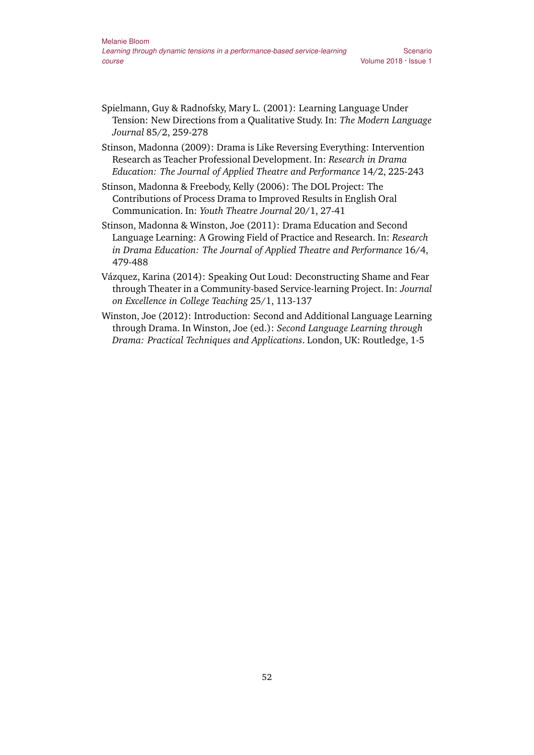Spielmann, Guy & Radnofsky, Mary L. (2001): Learning Language Under Tension: New Directions from a Qualitative Study. In: *The Modern Language Journal* 85/2, 259-278

Stinson, Madonna (2009): Drama is Like Reversing Everything: Intervention Research as Teacher Professional Development. In: *Research in Drama Education: The Journal of Applied Theatre and Performance* 14/2, 225-243

Stinson, Madonna & Freebody, Kelly (2006): The DOL Project: The Contributions of Process Drama to Improved Results in English Oral Communication. In: *Youth Theatre Journal* 20/1, 27-41

Stinson, Madonna & Winston, Joe (2011): Drama Education and Second Language Learning: A Growing Field of Practice and Research. In: *Research in Drama Education: The Journal of Applied Theatre and Performance* 16/4, 479-488

Vázquez, Karina (2014): Speaking Out Loud: Deconstructing Shame and Fear through Theater in a Community-based Service-learning Project. In: *Journal on Excellence in College Teaching* 25/1, 113-137

Winston, Joe (2012): Introduction: Second and Additional Language Learning through Drama. In Winston, Joe (ed.): *Second Language Learning through Drama: Practical Techniques and Applications*. London, UK: Routledge, 1-5